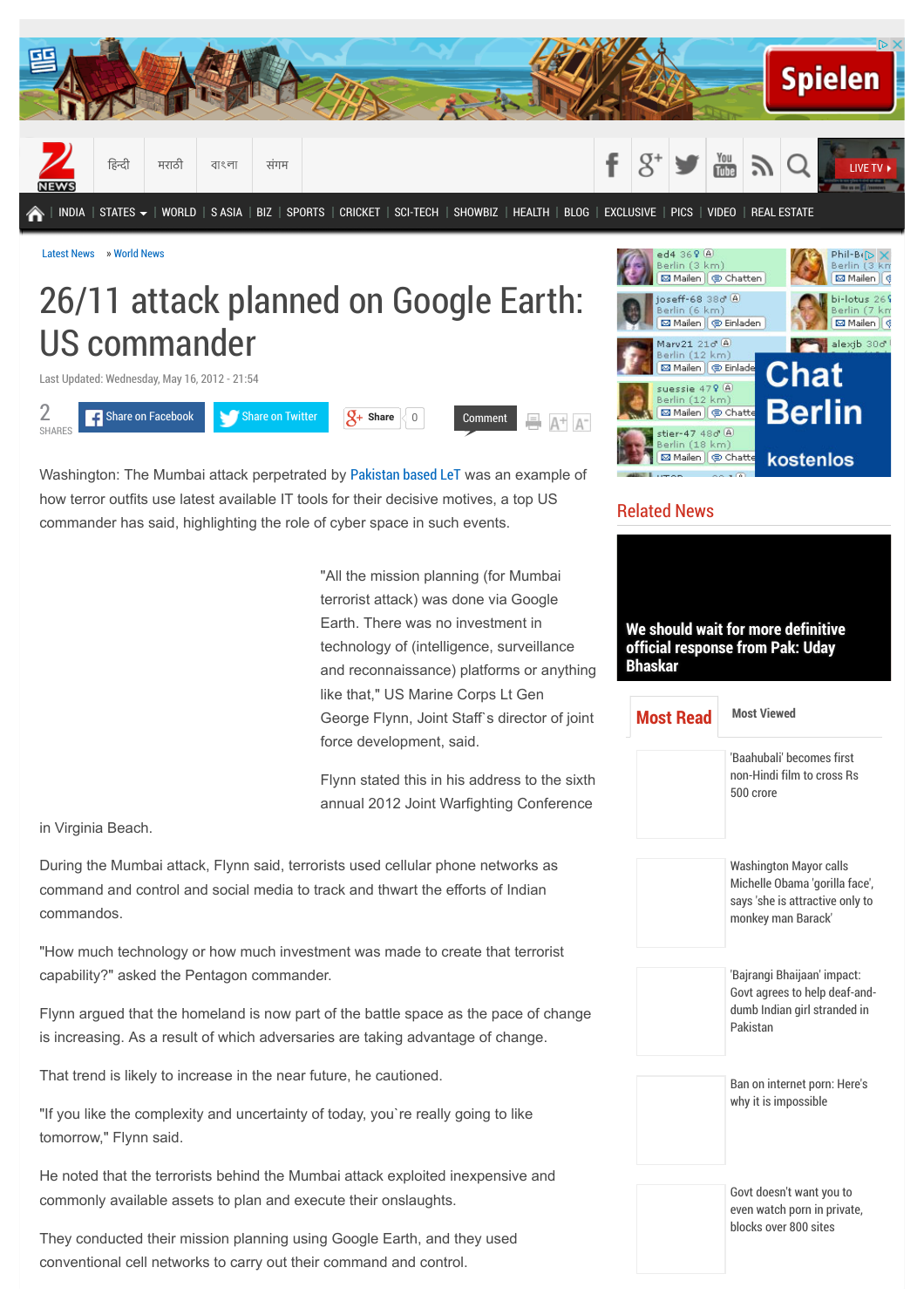Latest News » World News

# 26/11 attack planned on Google Earth: US commander

Last Updated: Wednesday, May 16, 2012 - 21:54

Washington: The Mumbai attack perpetrated by Pakistan based LeT was an example of how terror outfits use latest available IT tools for their decisive motives, a top US commander has said, highlighting the role of cyber space in such events.

"All the mission planning (for Mumbai terrorist attack) was done via Google Earth. There was no investment in technology of (intelligence, surveillance and reconnaissance) platforms or anything like that," US Marine Corps Lt Gen George Flynn, Joint Staff`s director of joint force development, said.

Flynn stated this in his address to the sixth annual 2012 Joint Warfighting Conference in Virginia Beach.

During the Mumbai attack, Flynn said, terrorists used cellular phone networks as command and control and social media to track and thwart the efforts of Indian commandos.

"How much technology or how much investment was made to create that terrorist capability?" asked the Pentagon commander.

Flynn argued that the homeland is now part of the battle space as the pace of change is increasing. As a result of which adversaries are taking advantage of change.

That trend is likely to increase in the near future, he cautioned.

"If you like the complexity and uncertainty of today, you`re really going to like tomorrow," Flynn said.

He noted that the terrorists behind the Mumbai attack exploited inexpensive and commonly available assets to plan and execute their onslaughts.

They conducted their mission planning using Google Earth, and they used conventional cell networks to carry out their command and control.

## Related News

We should wait for more definitive official response from Pak: Uday Bhaskar

## Most Read

- 'Baahubali' becomes first non-Hindi film to cross Rs 500 crore
- Washington Mayor calls Michelle Obama 'gorilla face', says 'she is attractive only to monkey man Barack'
- 'Bajrangi Bhaijaan' impact: Govt agrees to help deaf-and-dumb Indian girl stranded in Pakistan
- Ban on internet porn: Here's why it is impossible
- Govt doesn't want you to even watch porn in private, blocks over 800 sites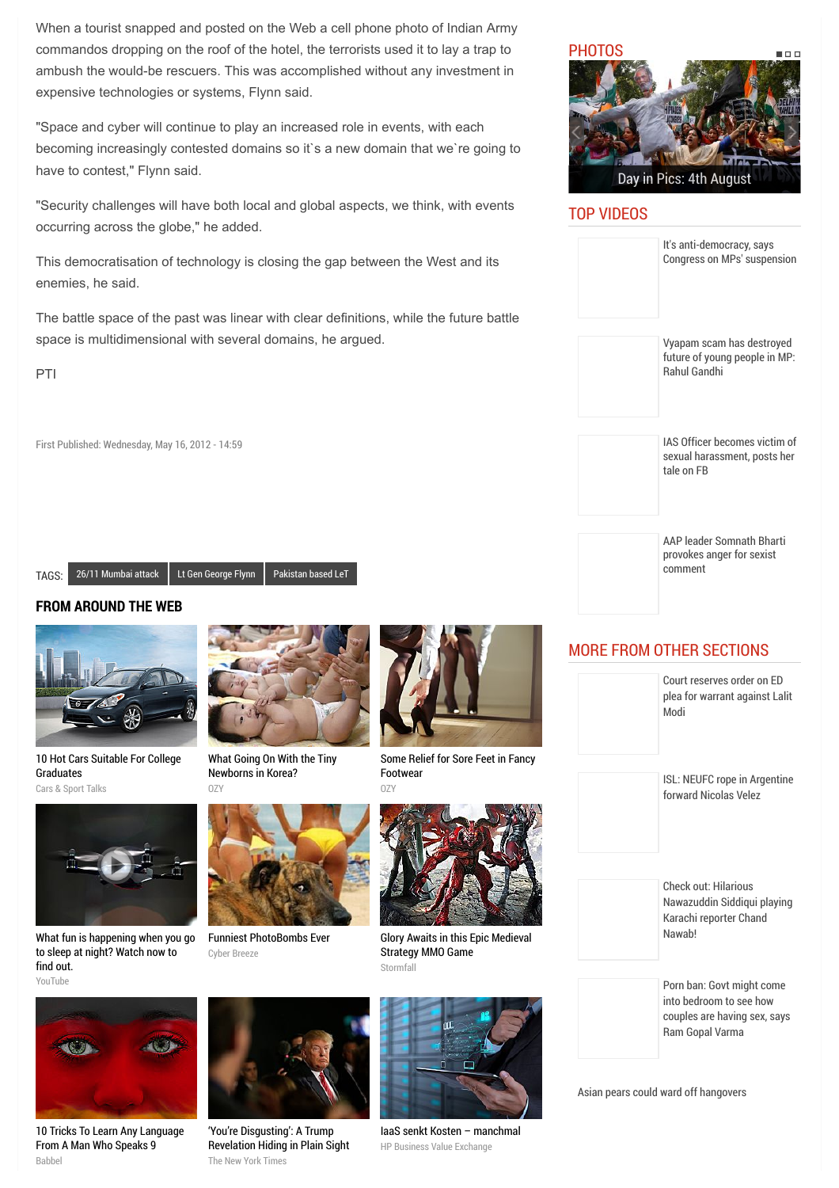When a tourist snapped and posted on the Web a cell phone photo of Indian Army commandos dropping on the roof of the hotel, the terrorists used it to lay a trap to ambush the would-be rescuers. This was accomplished without any investment in expensive technologies or systems, Flynn said.

"Space and cyber will continue to play an increased role in events, with each becoming increasingly contested domains so it`s a new domain that we`re going to have to contest," Flynn said.

"Security challenges will have both local and global aspects, we think, with events occurring across the globe," he added.

This democratisation of technology is closing the gap between the West and its enemies, he said.

The battle space of the past was linear with clear definitions, while the future battle space is multidimensional with several domains, he argued.

PTI

First Published: Wednesday, May 16, 2012 - 14:59

TAGS: 26/11 Mumbai attack | Lt Gen George Flynn | Pakistan based LeT

## FROM AROUND THE WEB

10 Hot Cars Suitable For College Graduates
Cars & Sport Talks

What Going On With the Tiny Newborns in Korea?
OZY

Some Relief for Sore Feet in Fancy Footwear
OZY

What fun is happening when you go to sleep at night? Watch now to find out.
YouTube

Funniest PhotoBombs Ever
Cyber Breeze

Glory Awaits in this Epic Medieval Strategy MMO Game
Stormfall

10 Tricks To Learn Any Language From A Man Who Speaks 9
Babbel

'You're Disgusting': A Trump Revelation Hiding in Plain Sight
The New York Times

IaaS senkt Kosten – manchmal
HP Business Value Exchange

## PHOTOS

Day in Pics: 4th August

## TOP VIDEOS

It's anti-democracy, says Congress on MPs' suspension

Vyapam scam has destroyed future of young people in MP: Rahul Gandhi

IAS Officer becomes victim of sexual harassment, posts her tale on FB

AAP leader Somnath Bharti provokes anger for sexist comment

## MORE FROM OTHER SECTIONS

Court reserves order on ED plea for warrant against Lalit Modi

ISL: NEUFC rope in Argentine forward Nicolas Velez

Check out: Hilarious Nawazuddin Siddiqui playing Karachi reporter Chand Nawab!

Porn ban: Govt might come into bedroom to see how couples are having sex, says Ram Gopal Varma

Asian pears could ward off hangovers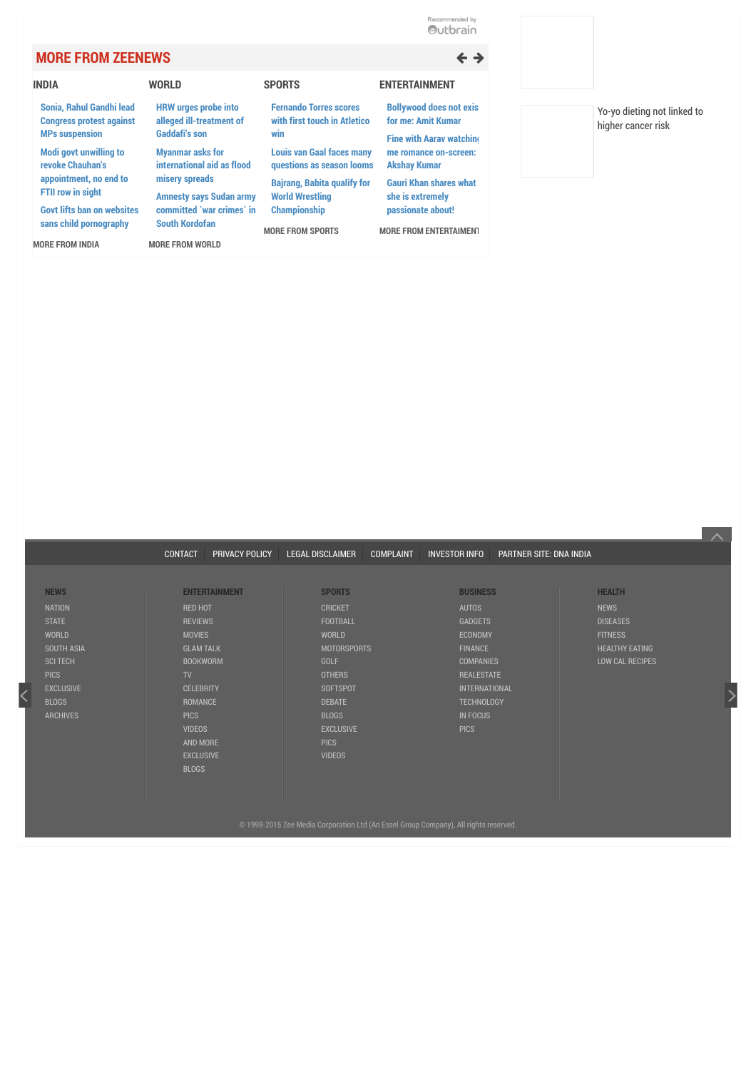Recommended by Outbrain

## MORE FROM ZEENEWS

### INDIA

- Sonia, Rahul Gandhi lead Congress protest against MPs suspension
- Modi govt unwilling to revoke Chauhan's appointment, no end to FTII row in sight
- Govt lifts ban on websites sans child pornography

MORE FROM INDIA

### WORLD

- HRW urges probe into alleged ill-treatment of Gaddafi's son
- Myanmar asks for international aid as flood misery spreads
- Amnesty says Sudan army committed `war crimes` in South Kordofan

MORE FROM WORLD

### SPORTS

- Fernando Torres scores with first touch in Atletico win
- Louis van Gaal faces many questions as season looms
- Bajrang, Babita qualify for World Wrestling Championship

MORE FROM SPORTS

### ENTERTAINMENT

- Bollywood does not exis for me: Amit Kumar
- Fine with Aarav watching me romance on-screen: Akshay Kumar
- Gauri Khan shares what she is extremely passionate about!

MORE FROM ENTERTAIMENT

Yo-yo dieting not linked to higher cancer risk

CONTACT | PRIVACY POLICY | LEGAL DISCLAIMER | COMPLAINT | INVESTOR INFO | PARTNER SITE: DNA INDIA

**NEWS**
NATION
STATE
WORLD
SOUTH ASIA
SCI TECH
PICS
EXCLUSIVE
BLOGS
ARCHIVES

**ENTERTAINMENT**
RED HOT
REVIEWS
MOVIES
GLAM TALK
BOOKWORM
TV
CELEBRITY
ROMANCE
PICS
VIDEOS
AND MORE
EXCLUSIVE
BLOGS

**SPORTS**
CRICKET
FOOTBALL
WORLD
MOTORSPORTS
GOLF
OTHERS
SOFTSPOT
DEBATE
BLOGS
EXCLUSIVE
PICS
VIDEOS

**BUSINESS**
AUTOS
GADGETS
ECONOMY
FINANCE
COMPANIES
REALESTATE
INTERNATIONAL
TECHNOLOGY
IN FOCUS
PICS

**HEALTH**
NEWS
DISEASES
FITNESS
HEALTHY EATING
LOW CAL RECIPES

© 1998-2015 Zee Media Corporation Ltd (An Essel Group Company), All rights reserved.